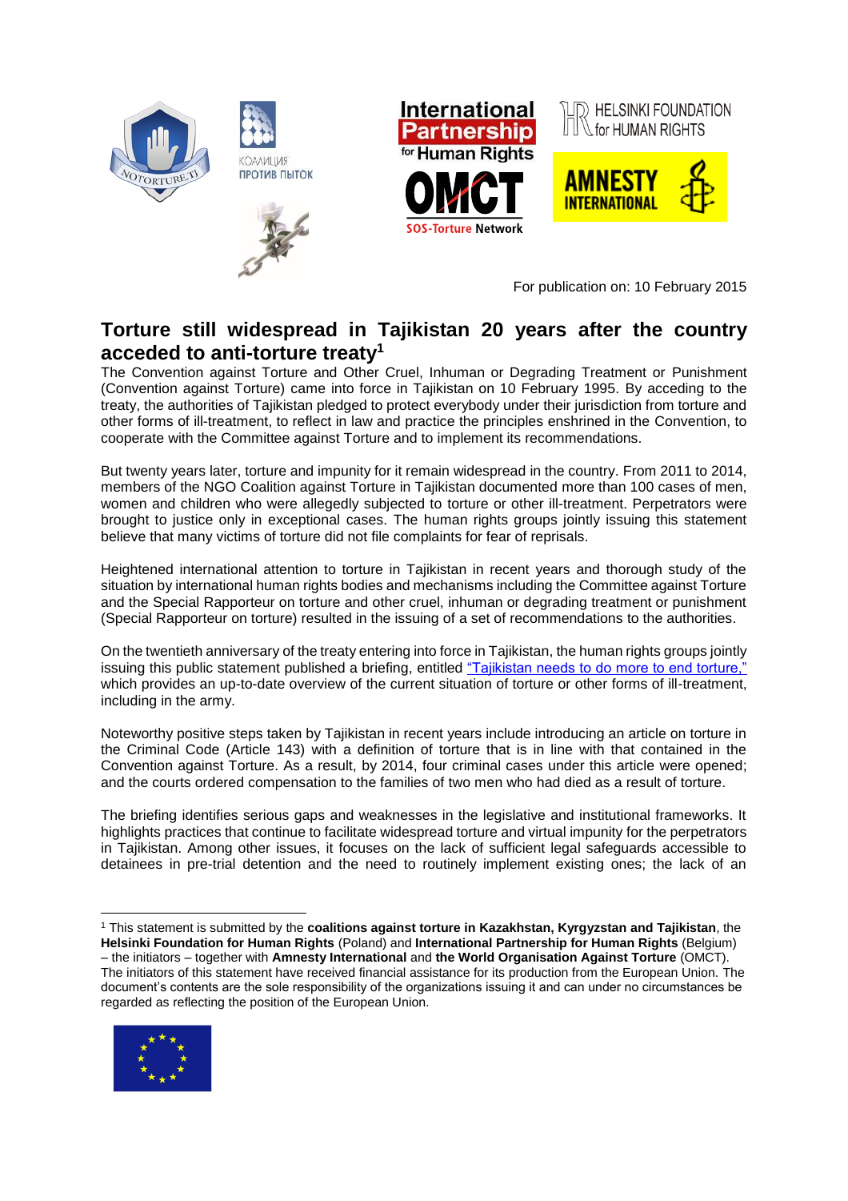For publication on: 10 February 2015

# Torture still widespread in Tajikistan 20 years after the country acceded to anti-torture treaty[1]

The Convention against Torture and Other Cruel, Inhuman or Degrading Treatment or Punishment (Convention against Torture) came into force in Tajikistan on 10 February 1995. By acceding to the treaty, the authorities of Tajikistan pledged to protect everybody under their jurisdiction from torture and other forms of ill-treatment, to reflect in law and practice the principles enshrined in the Convention, to cooperate with the Committee against Torture and to implement its recommendations.

But twenty years later, torture and impunity for it remain widespread in the country. From 2011 to 2014, members of the NGO Coalition against Torture in Tajikistan documented more than 100 cases of men, women and children who were allegedly subjected to torture or other ill-treatment. Perpetrators were brought to justice only in exceptional cases. The human rights groups jointly issuing this statement believe that many victims of torture did not file complaints for fear of reprisals.

Heightened international attention to torture in Tajikistan in recent years and thorough study of the situation by international human rights bodies and mechanisms including the Committee against Torture and the Special Rapporteur on torture and other cruel, inhuman or degrading treatment or punishment (Special Rapporteur on torture) resulted in the issuing of a set of recommendations to the authorities.

On the twentieth anniversary of the treaty entering into force in Tajikistan, the human rights groups jointly issuing this public statement published a briefing, entitled "Tajikistan needs to do more to end torture," which provides an up-to-date overview of the current situation of torture or other forms of ill-treatment, including in the army.

Noteworthy positive steps taken by Tajikistan in recent years include introducing an article on torture in the Criminal Code (Article 143) with a definition of torture that is in line with that contained in the Convention against Torture. As a result, by 2014, four criminal cases under this article were opened; and the courts ordered compensation to the families of two men who had died as a result of torture.

The briefing identifies serious gaps and weaknesses in the legislative and institutional frameworks. It highlights practices that continue to facilitate widespread torture and virtual impunity for the perpetrators in Tajikistan. Among other issues, it focuses on the lack of sufficient legal safeguards accessible to detainees in pre-trial detention and the need to routinely implement existing ones; the lack of an

---

[1] This statement is submitted by the **coalitions against torture in Kazakhstan, Kyrgyzstan and Tajikistan**, the **Helsinki Foundation for Human Rights** (Poland) and **International Partnership for Human Rights** (Belgium) – the initiators – together with **Amnesty International** and **the World Organisation Against Torture** (OMCT). The initiators of this statement have received financial assistance for its production from the European Union. The document's contents are the sole responsibility of the organizations issuing it and can under no circumstances be regarded as reflecting the position of the European Union.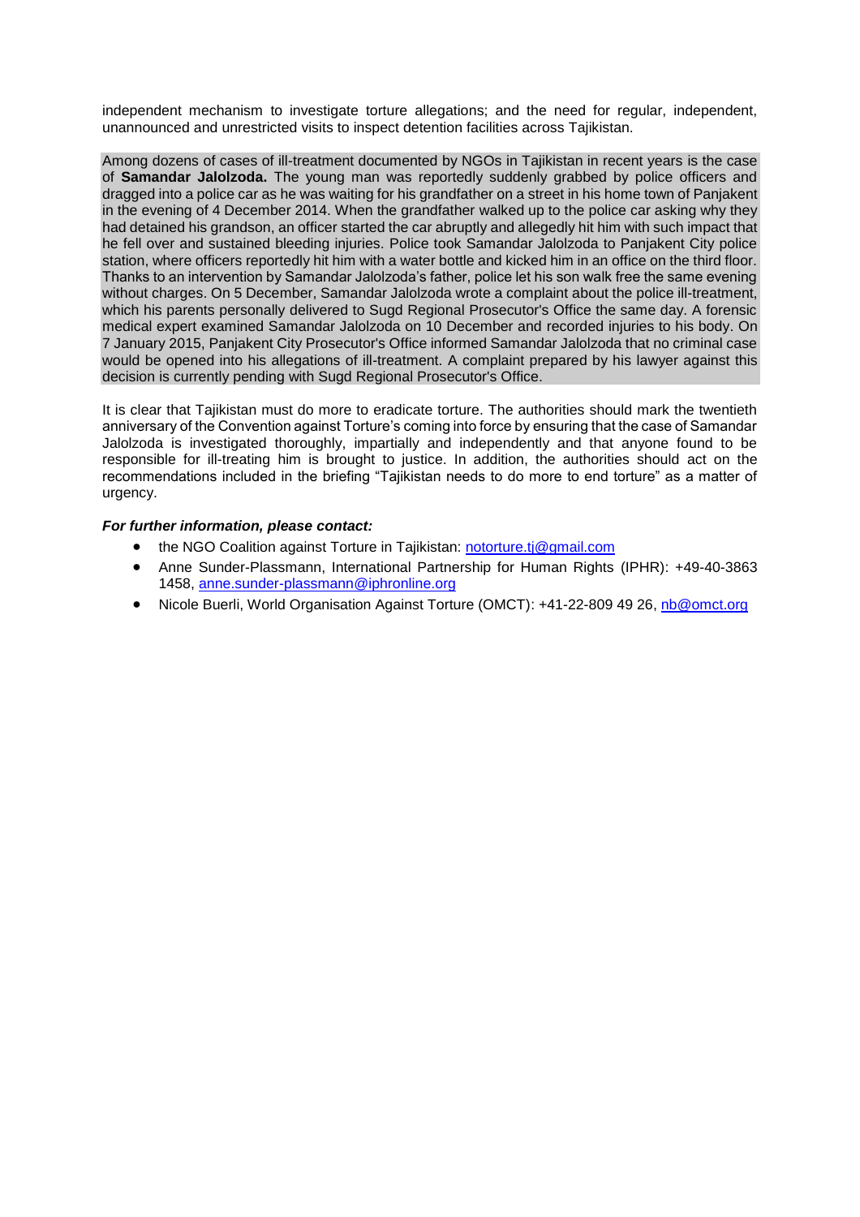independent mechanism to investigate torture allegations; and the need for regular, independent, unannounced and unrestricted visits to inspect detention facilities across Tajikistan.

Among dozens of cases of ill-treatment documented by NGOs in Tajikistan in recent years is the case of **Samandar Jalolzoda.** The young man was reportedly suddenly grabbed by police officers and dragged into a police car as he was waiting for his grandfather on a street in his home town of Panjakent in the evening of 4 December 2014. When the grandfather walked up to the police car asking why they had detained his grandson, an officer started the car abruptly and allegedly hit him with such impact that he fell over and sustained bleeding injuries. Police took Samandar Jalolzoda to Panjakent City police station, where officers reportedly hit him with a water bottle and kicked him in an office on the third floor. Thanks to an intervention by Samandar Jalolzoda's father, police let his son walk free the same evening without charges. On 5 December, Samandar Jalolzoda wrote a complaint about the police ill-treatment, which his parents personally delivered to Sugd Regional Prosecutor's Office the same day. A forensic medical expert examined Samandar Jalolzoda on 10 December and recorded injuries to his body. On 7 January 2015, Panjakent City Prosecutor's Office informed Samandar Jalolzoda that no criminal case would be opened into his allegations of ill-treatment. A complaint prepared by his lawyer against this decision is currently pending with Sugd Regional Prosecutor's Office.

It is clear that Tajikistan must do more to eradicate torture. The authorities should mark the twentieth anniversary of the Convention against Torture's coming into force by ensuring that the case of Samandar Jalolzoda is investigated thoroughly, impartially and independently and that anyone found to be responsible for ill-treating him is brought to justice. In addition, the authorities should act on the recommendations included in the briefing "Tajikistan needs to do more to end torture" as a matter of urgency.

***For further information, please contact:***

- the NGO Coalition against Torture in Tajikistan: notorture.tj@gmail.com
- Anne Sunder-Plassmann, International Partnership for Human Rights (IPHR): +49-40-3863 1458, anne.sunder-plassmann@iphronline.org
- Nicole Buerli, World Organisation Against Torture (OMCT): +41-22-809 49 26, nb@omct.org